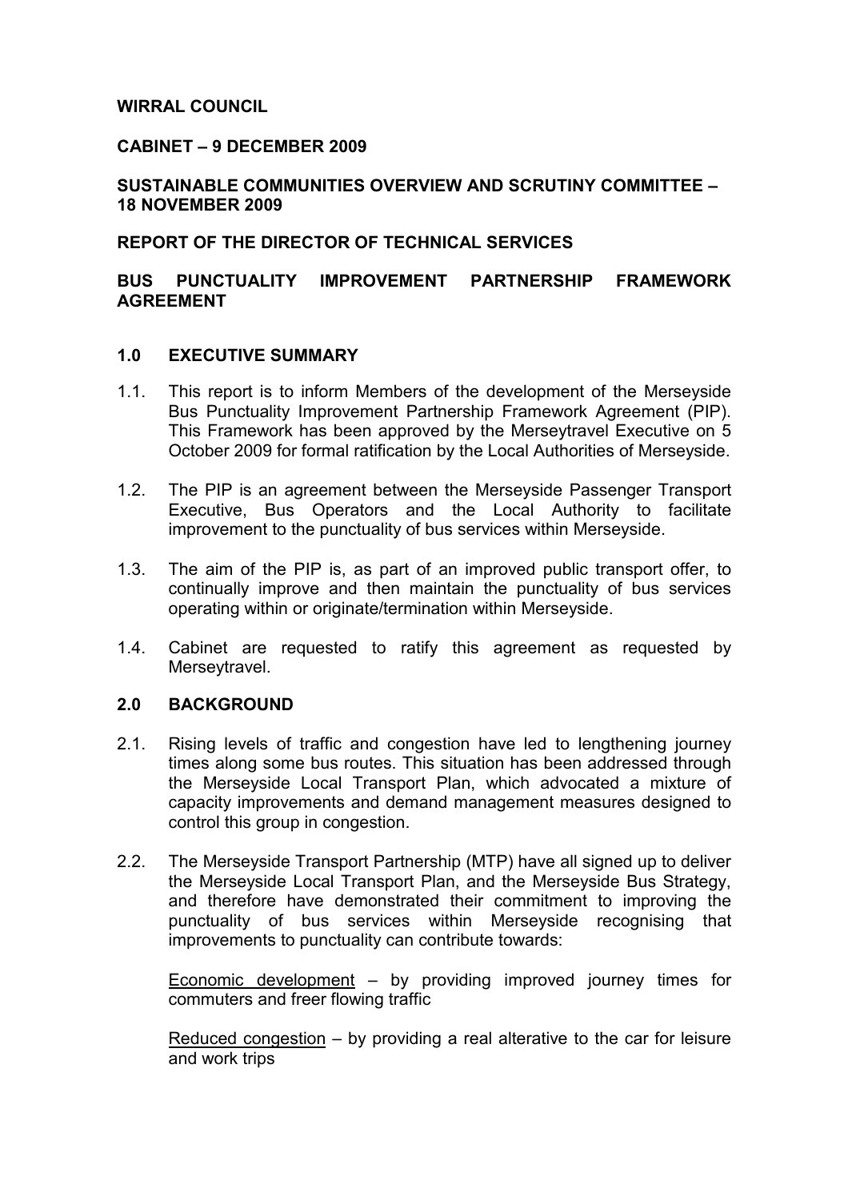**WIRRAL COUNCIL**

**CABINET – 9 DECEMBER 2009**

**SUSTAINABLE COMMUNITIES OVERVIEW AND SCRUTINY COMMITTEE – 18 NOVEMBER 2009**

**REPORT OF THE DIRECTOR OF TECHNICAL SERVICES**

**BUS PUNCTUALITY IMPROVEMENT PARTNERSHIP FRAMEWORK AGREEMENT**

## 1.0 EXECUTIVE SUMMARY

1.1. This report is to inform Members of the development of the Merseyside Bus Punctuality Improvement Partnership Framework Agreement (PIP). This Framework has been approved by the Merseytravel Executive on 5 October 2009 for formal ratification by the Local Authorities of Merseyside.

1.2. The PIP is an agreement between the Merseyside Passenger Transport Executive, Bus Operators and the Local Authority to facilitate improvement to the punctuality of bus services within Merseyside.

1.3. The aim of the PIP is, as part of an improved public transport offer, to continually improve and then maintain the punctuality of bus services operating within or originate/termination within Merseyside.

1.4. Cabinet are requested to ratify this agreement as requested by Merseytravel.

## 2.0 BACKGROUND

2.1. Rising levels of traffic and congestion have led to lengthening journey times along some bus routes. This situation has been addressed through the Merseyside Local Transport Plan, which advocated a mixture of capacity improvements and demand management measures designed to control this group in congestion.

2.2. The Merseyside Transport Partnership (MTP) have all signed up to deliver the Merseyside Local Transport Plan, and the Merseyside Bus Strategy, and therefore have demonstrated their commitment to improving the punctuality of bus services within Merseyside recognising that improvements to punctuality can contribute towards:

Economic development – by providing improved journey times for commuters and freer flowing traffic

Reduced congestion – by providing a real alterative to the car for leisure and work trips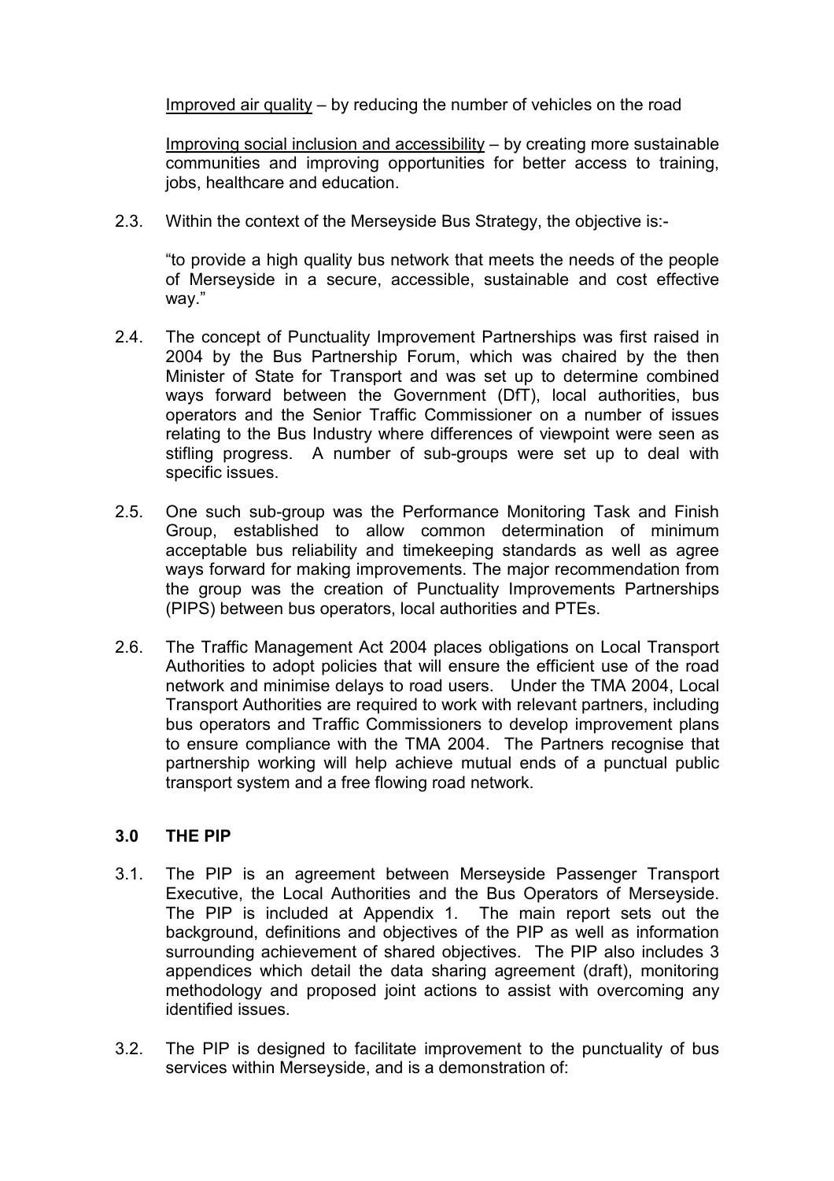Improved air quality – by reducing the number of vehicles on the road

Improving social inclusion and accessibility – by creating more sustainable communities and improving opportunities for better access to training, jobs, healthcare and education.

2.3. Within the context of the Merseyside Bus Strategy, the objective is:-

"to provide a high quality bus network that meets the needs of the people of Merseyside in a secure, accessible, sustainable and cost effective way."

2.4. The concept of Punctuality Improvement Partnerships was first raised in 2004 by the Bus Partnership Forum, which was chaired by the then Minister of State for Transport and was set up to determine combined ways forward between the Government (DfT), local authorities, bus operators and the Senior Traffic Commissioner on a number of issues relating to the Bus Industry where differences of viewpoint were seen as stifling progress. A number of sub-groups were set up to deal with specific issues.

2.5. One such sub-group was the Performance Monitoring Task and Finish Group, established to allow common determination of minimum acceptable bus reliability and timekeeping standards as well as agree ways forward for making improvements. The major recommendation from the group was the creation of Punctuality Improvements Partnerships (PIPS) between bus operators, local authorities and PTEs.

2.6. The Traffic Management Act 2004 places obligations on Local Transport Authorities to adopt policies that will ensure the efficient use of the road network and minimise delays to road users. Under the TMA 2004, Local Transport Authorities are required to work with relevant partners, including bus operators and Traffic Commissioners to develop improvement plans to ensure compliance with the TMA 2004. The Partners recognise that partnership working will help achieve mutual ends of a punctual public transport system and a free flowing road network.

## 3.0 THE PIP

3.1. The PIP is an agreement between Merseyside Passenger Transport Executive, the Local Authorities and the Bus Operators of Merseyside. The PIP is included at Appendix 1. The main report sets out the background, definitions and objectives of the PIP as well as information surrounding achievement of shared objectives. The PIP also includes 3 appendices which detail the data sharing agreement (draft), monitoring methodology and proposed joint actions to assist with overcoming any identified issues.

3.2. The PIP is designed to facilitate improvement to the punctuality of bus services within Merseyside, and is a demonstration of: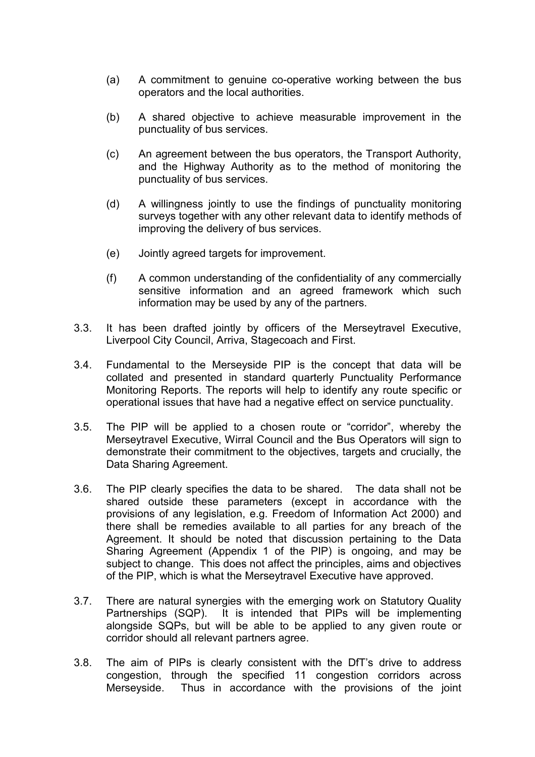(a) A commitment to genuine co-operative working between the bus operators and the local authorities.

(b) A shared objective to achieve measurable improvement in the punctuality of bus services.

(c) An agreement between the bus operators, the Transport Authority, and the Highway Authority as to the method of monitoring the punctuality of bus services.

(d) A willingness jointly to use the findings of punctuality monitoring surveys together with any other relevant data to identify methods of improving the delivery of bus services.

(e) Jointly agreed targets for improvement.

(f) A common understanding of the confidentiality of any commercially sensitive information and an agreed framework which such information may be used by any of the partners.

3.3. It has been drafted jointly by officers of the Merseytravel Executive, Liverpool City Council, Arriva, Stagecoach and First.

3.4. Fundamental to the Merseyside PIP is the concept that data will be collated and presented in standard quarterly Punctuality Performance Monitoring Reports. The reports will help to identify any route specific or operational issues that have had a negative effect on service punctuality.

3.5. The PIP will be applied to a chosen route or "corridor", whereby the Merseytravel Executive, Wirral Council and the Bus Operators will sign to demonstrate their commitment to the objectives, targets and crucially, the Data Sharing Agreement.

3.6. The PIP clearly specifies the data to be shared. The data shall not be shared outside these parameters (except in accordance with the provisions of any legislation, e.g. Freedom of Information Act 2000) and there shall be remedies available to all parties for any breach of the Agreement. It should be noted that discussion pertaining to the Data Sharing Agreement (Appendix 1 of the PIP) is ongoing, and may be subject to change. This does not affect the principles, aims and objectives of the PIP, which is what the Merseytravel Executive have approved.

3.7. There are natural synergies with the emerging work on Statutory Quality Partnerships (SQP). It is intended that PIPs will be implementing alongside SQPs, but will be able to be applied to any given route or corridor should all relevant partners agree.

3.8. The aim of PIPs is clearly consistent with the DfT's drive to address congestion, through the specified 11 congestion corridors across Merseyside. Thus in accordance with the provisions of the joint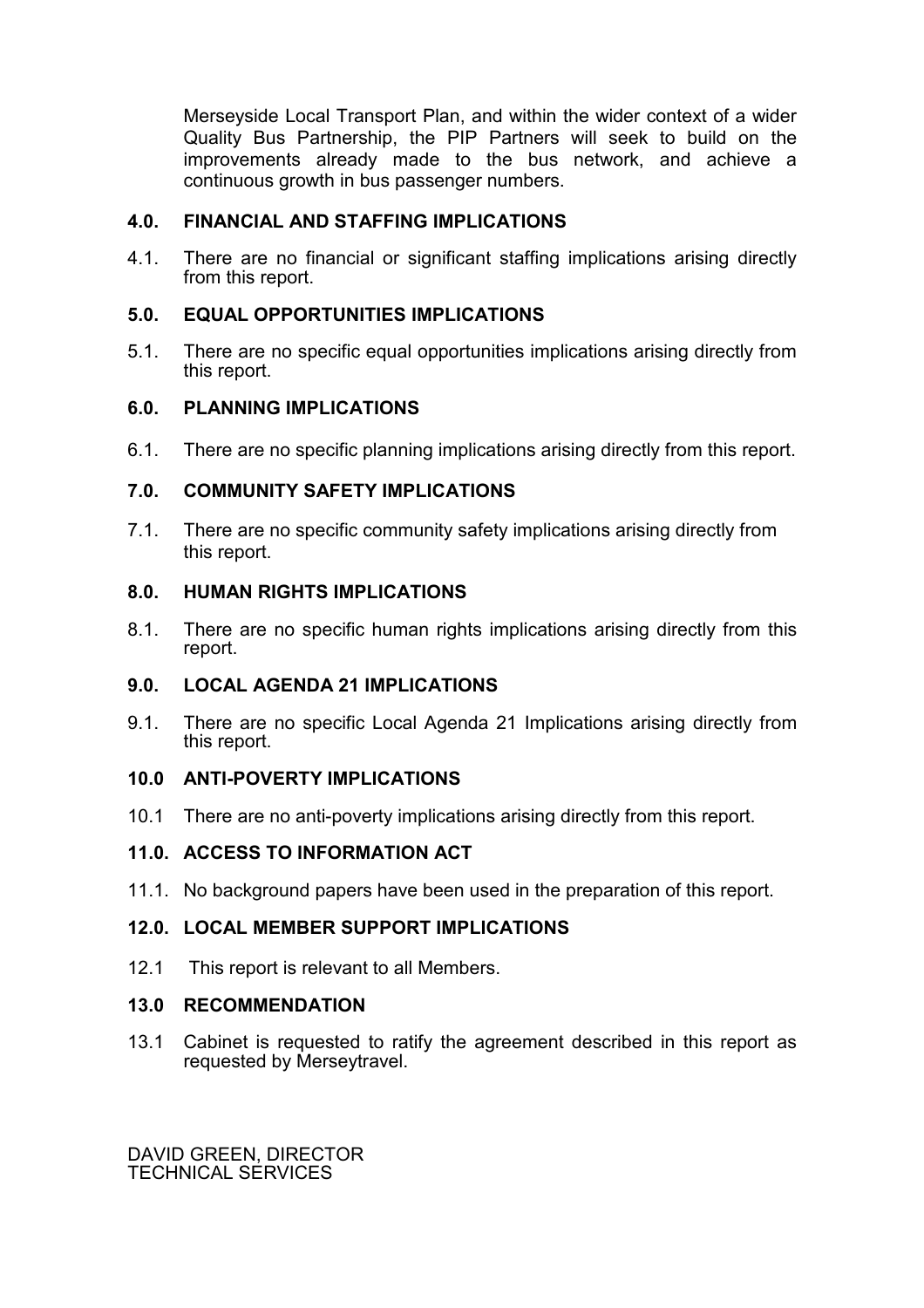Merseyside Local Transport Plan, and within the wider context of a wider Quality Bus Partnership, the PIP Partners will seek to build on the improvements already made to the bus network, and achieve a continuous growth in bus passenger numbers.

**4.0. FINANCIAL AND STAFFING IMPLICATIONS**

4.1. There are no financial or significant staffing implications arising directly from this report.

**5.0. EQUAL OPPORTUNITIES IMPLICATIONS**

5.1. There are no specific equal opportunities implications arising directly from this report.

**6.0. PLANNING IMPLICATIONS**

6.1. There are no specific planning implications arising directly from this report.

**7.0. COMMUNITY SAFETY IMPLICATIONS**

7.1. There are no specific community safety implications arising directly from this report.

**8.0. HUMAN RIGHTS IMPLICATIONS**

8.1. There are no specific human rights implications arising directly from this report.

**9.0. LOCAL AGENDA 21 IMPLICATIONS**

9.1. There are no specific Local Agenda 21 Implications arising directly from this report.

**10.0 ANTI-POVERTY IMPLICATIONS**

10.1 There are no anti-poverty implications arising directly from this report.

**11.0. ACCESS TO INFORMATION ACT**

11.1. No background papers have been used in the preparation of this report.

**12.0. LOCAL MEMBER SUPPORT IMPLICATIONS**

12.1 This report is relevant to all Members.

**13.0 RECOMMENDATION**

13.1 Cabinet is requested to ratify the agreement described in this report as requested by Merseytravel.

DAVID GREEN, DIRECTOR
TECHNICAL SERVICES